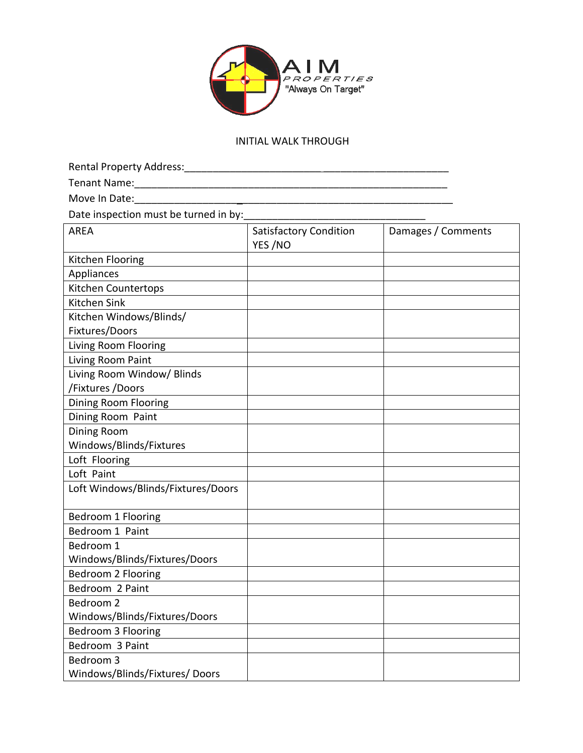AIM PROPERTIES
"Always On Target"

# INITIAL WALK THROUGH

Rental Property Address:_______________________________________________

Tenant Name:_______________________________________________________

Move In Date:________________________________________________________

Date inspection must be turned in by:_________________________________

| AREA | Satisfactory Condition YES /NO | Damages / Comments |
|---|---|---|
| Kitchen Flooring | | |
| Appliances | | |
| Kitchen Countertops | | |
| Kitchen Sink | | |
| Kitchen Windows/Blinds/ Fixtures/Doors | | |
| Living Room Flooring | | |
| Living Room Paint | | |
| Living Room Window/ Blinds /Fixtures /Doors | | |
| Dining Room Flooring | | |
| Dining Room Paint | | |
| Dining Room Windows/Blinds/Fixtures | | |
| Loft Flooring | | |
| Loft Paint | | |
| Loft Windows/Blinds/Fixtures/Doors | | |
| Bedroom 1 Flooring | | |
| Bedroom 1 Paint | | |
| Bedroom 1 Windows/Blinds/Fixtures/Doors | | |
| Bedroom 2 Flooring | | |
| Bedroom 2 Paint | | |
| Bedroom 2 Windows/Blinds/Fixtures/Doors | | |
| Bedroom 3 Flooring | | |
| Bedroom 3 Paint | | |
| Bedroom 3 Windows/Blinds/Fixtures/ Doors | | |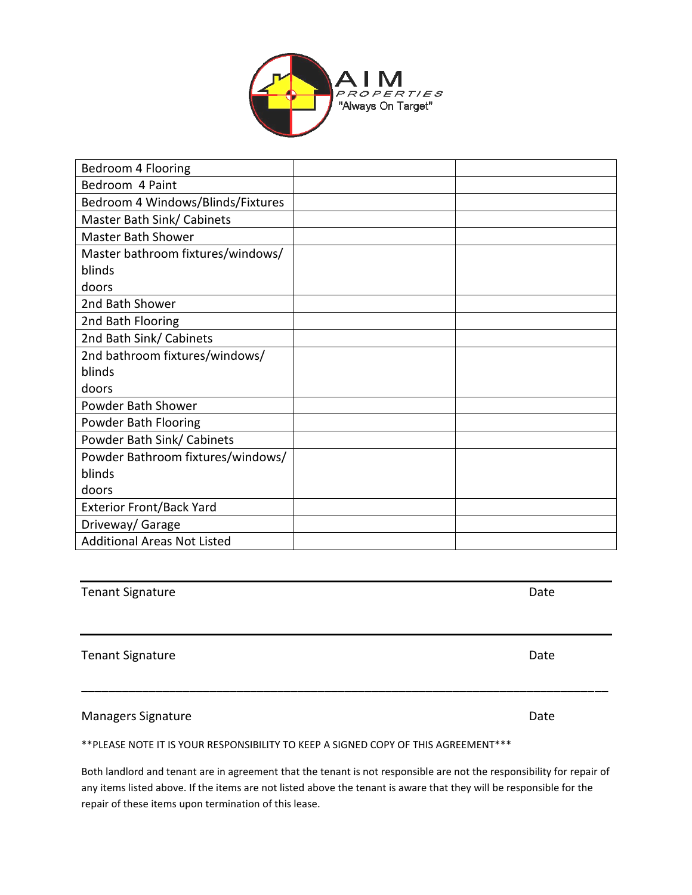AIM PROPERTIES "Always On Target"

| | | |
|---|---|---|
| Bedroom 4 Flooring | | |
| Bedroom 4 Paint | | |
| Bedroom 4 Windows/Blinds/Fixtures | | |
| Master Bath Sink/ Cabinets | | |
| Master Bath Shower | | |
| Master bathroom fixtures/windows/ blinds doors | | |
| 2nd Bath Shower | | |
| 2nd Bath Flooring | | |
| 2nd Bath Sink/ Cabinets | | |
| 2nd bathroom fixtures/windows/ blinds doors | | |
| Powder Bath Shower | | |
| Powder Bath Flooring | | |
| Powder Bath Sink/ Cabinets | | |
| Powder Bathroom fixtures/windows/ blinds doors | | |
| Exterior Front/Back Yard | | |
| Driveway/ Garage | | |
| Additional Areas Not Listed | | |

______________________________________________________________________

Tenant Signature Date

______________________________________________________________________

Tenant Signature Date

______________________________________________________________________

Managers Signature Date

**PLEASE NOTE IT IS YOUR RESPONSIBILITY TO KEEP A SIGNED COPY OF THIS AGREEMENT***

Both landlord and tenant are in agreement that the tenant is not responsible are not the responsibility for repair of any items listed above. If the items are not listed above the tenant is aware that they will be responsible for the repair of these items upon termination of this lease.